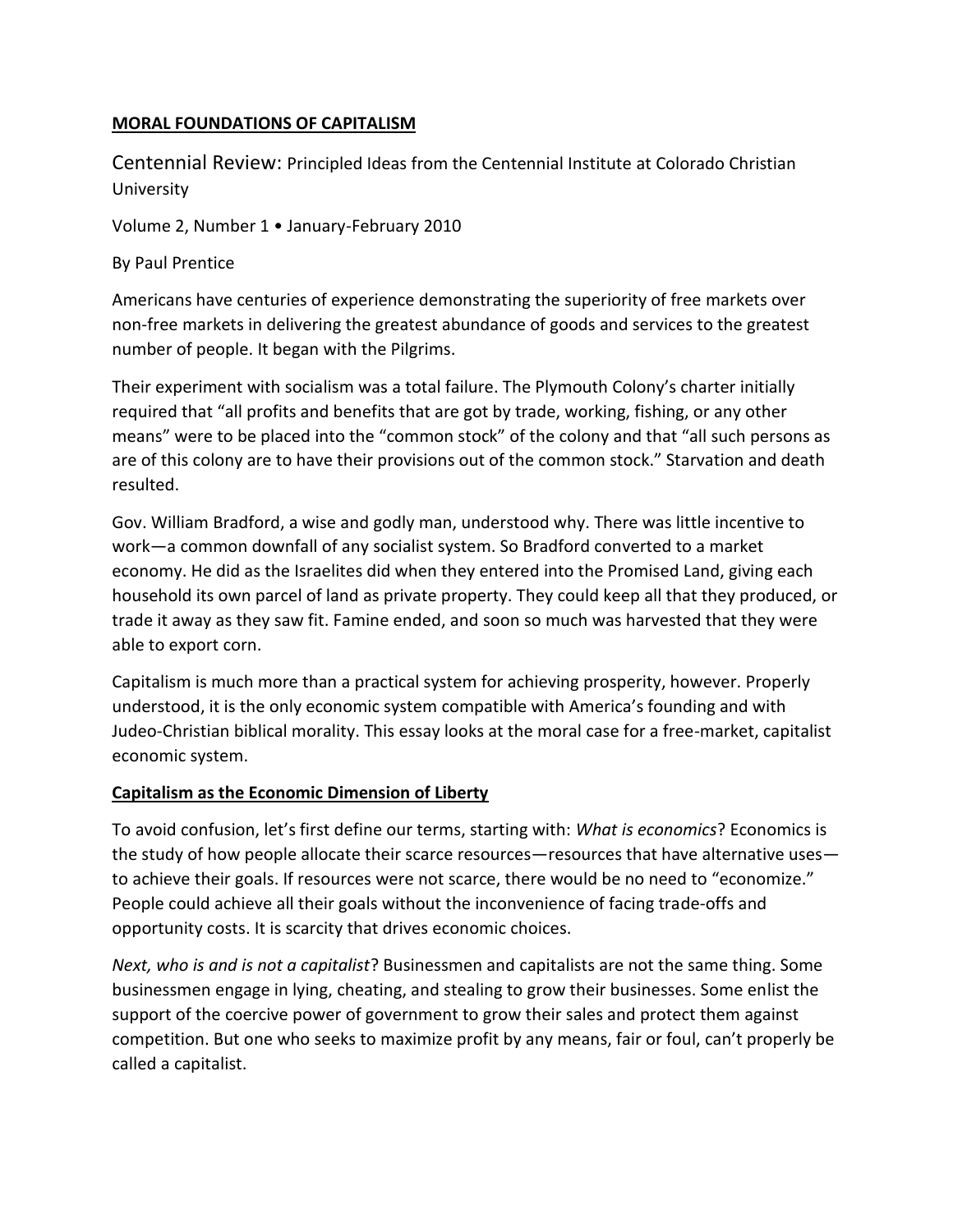# MORAL FOUNDATIONS OF CAPITALISM

Centennial Review: Principled Ideas from the Centennial Institute at Colorado Christian University

Volume 2, Number 1 • January-February 2010

By Paul Prentice

Americans have centuries of experience demonstrating the superiority of free markets over non-free markets in delivering the greatest abundance of goods and services to the greatest number of people. It began with the Pilgrims.

Their experiment with socialism was a total failure. The Plymouth Colony's charter initially required that "all profits and benefits that are got by trade, working, fishing, or any other means" were to be placed into the "common stock" of the colony and that "all such persons as are of this colony are to have their provisions out of the common stock." Starvation and death resulted.

Gov. William Bradford, a wise and godly man, understood why. There was little incentive to work—a common downfall of any socialist system. So Bradford converted to a market economy. He did as the Israelites did when they entered into the Promised Land, giving each household its own parcel of land as private property. They could keep all that they produced, or trade it away as they saw fit. Famine ended, and soon so much was harvested that they were able to export corn.

Capitalism is much more than a practical system for achieving prosperity, however. Properly understood, it is the only economic system compatible with America's founding and with Judeo-Christian biblical morality. This essay looks at the moral case for a free-market, capitalist economic system.

## Capitalism as the Economic Dimension of Liberty

To avoid confusion, let's first define our terms, starting with: *What is economics*? Economics is the study of how people allocate their scarce resources—resources that have alternative uses—to achieve their goals. If resources were not scarce, there would be no need to "economize." People could achieve all their goals without the inconvenience of facing trade-offs and opportunity costs. It is scarcity that drives economic choices.

*Next, who is and is not a capitalist*? Businessmen and capitalists are not the same thing. Some businessmen engage in lying, cheating, and stealing to grow their businesses. Some enlist the support of the coercive power of government to grow their sales and protect them against competition. But one who seeks to maximize profit by any means, fair or foul, can't properly be called a capitalist.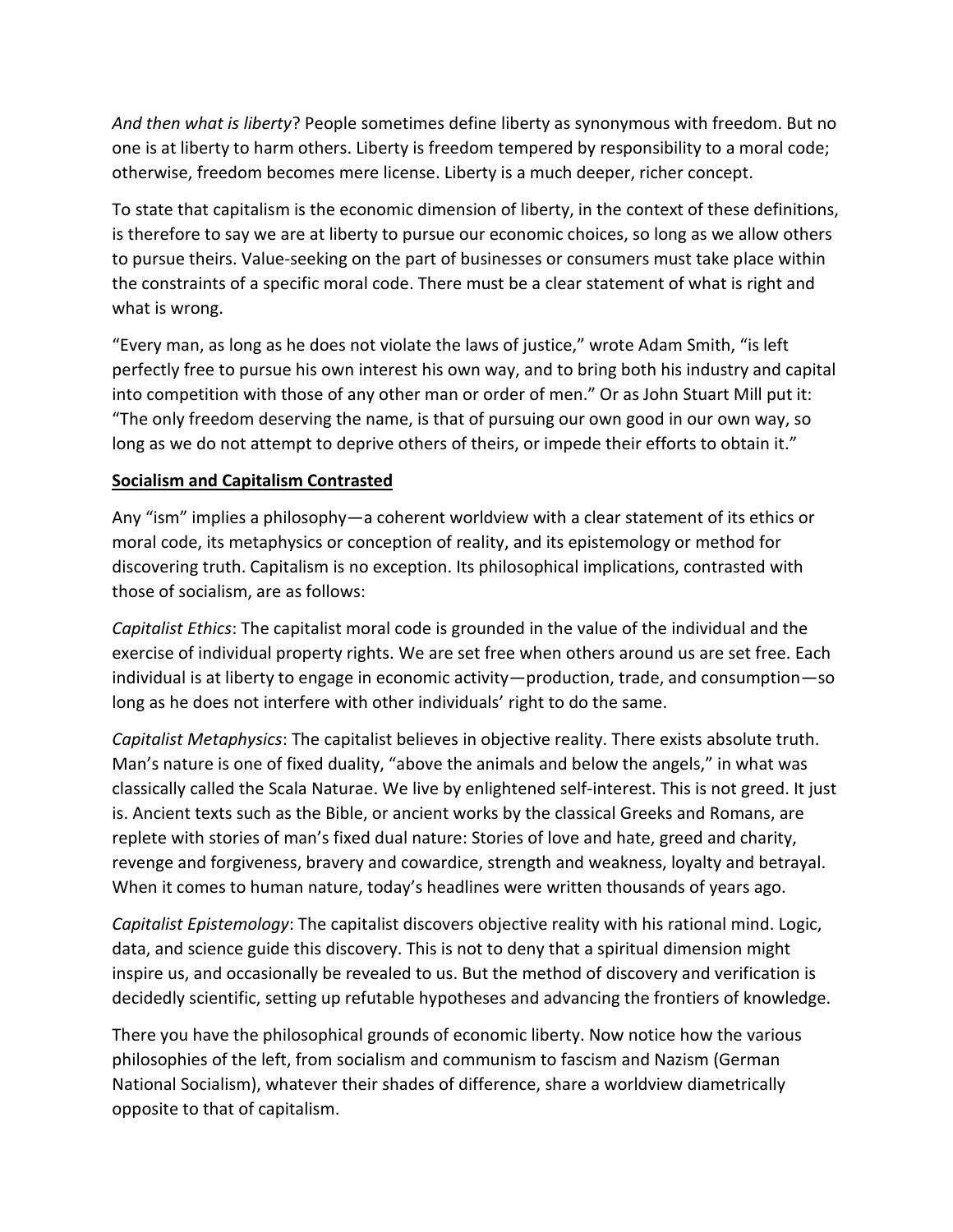*And then what is liberty*? People sometimes define liberty as synonymous with freedom. But no one is at liberty to harm others. Liberty is freedom tempered by responsibility to a moral code; otherwise, freedom becomes mere license. Liberty is a much deeper, richer concept.

To state that capitalism is the economic dimension of liberty, in the context of these definitions, is therefore to say we are at liberty to pursue our economic choices, so long as we allow others to pursue theirs. Value-seeking on the part of businesses or consumers must take place within the constraints of a specific moral code. There must be a clear statement of what is right and what is wrong.

"Every man, as long as he does not violate the laws of justice," wrote Adam Smith, "is left perfectly free to pursue his own interest his own way, and to bring both his industry and capital into competition with those of any other man or order of men." Or as John Stuart Mill put it: "The only freedom deserving the name, is that of pursuing our own good in our own way, so long as we do not attempt to deprive others of theirs, or impede their efforts to obtain it."

## Socialism and Capitalism Contrasted

Any "ism" implies a philosophy—a coherent worldview with a clear statement of its ethics or moral code, its metaphysics or conception of reality, and its epistemology or method for discovering truth. Capitalism is no exception. Its philosophical implications, contrasted with those of socialism, are as follows:

*Capitalist Ethics*: The capitalist moral code is grounded in the value of the individual and the exercise of individual property rights. We are set free when others around us are set free. Each individual is at liberty to engage in economic activity—production, trade, and consumption—so long as he does not interfere with other individuals' right to do the same.

*Capitalist Metaphysics*: The capitalist believes in objective reality. There exists absolute truth. Man's nature is one of fixed duality, "above the animals and below the angels," in what was classically called the Scala Naturae. We live by enlightened self-interest. This is not greed. It just is. Ancient texts such as the Bible, or ancient works by the classical Greeks and Romans, are replete with stories of man's fixed dual nature: Stories of love and hate, greed and charity, revenge and forgiveness, bravery and cowardice, strength and weakness, loyalty and betrayal. When it comes to human nature, today's headlines were written thousands of years ago.

*Capitalist Epistemology*: The capitalist discovers objective reality with his rational mind. Logic, data, and science guide this discovery. This is not to deny that a spiritual dimension might inspire us, and occasionally be revealed to us. But the method of discovery and verification is decidedly scientific, setting up refutable hypotheses and advancing the frontiers of knowledge.

There you have the philosophical grounds of economic liberty. Now notice how the various philosophies of the left, from socialism and communism to fascism and Nazism (German National Socialism), whatever their shades of difference, share a worldview diametrically opposite to that of capitalism.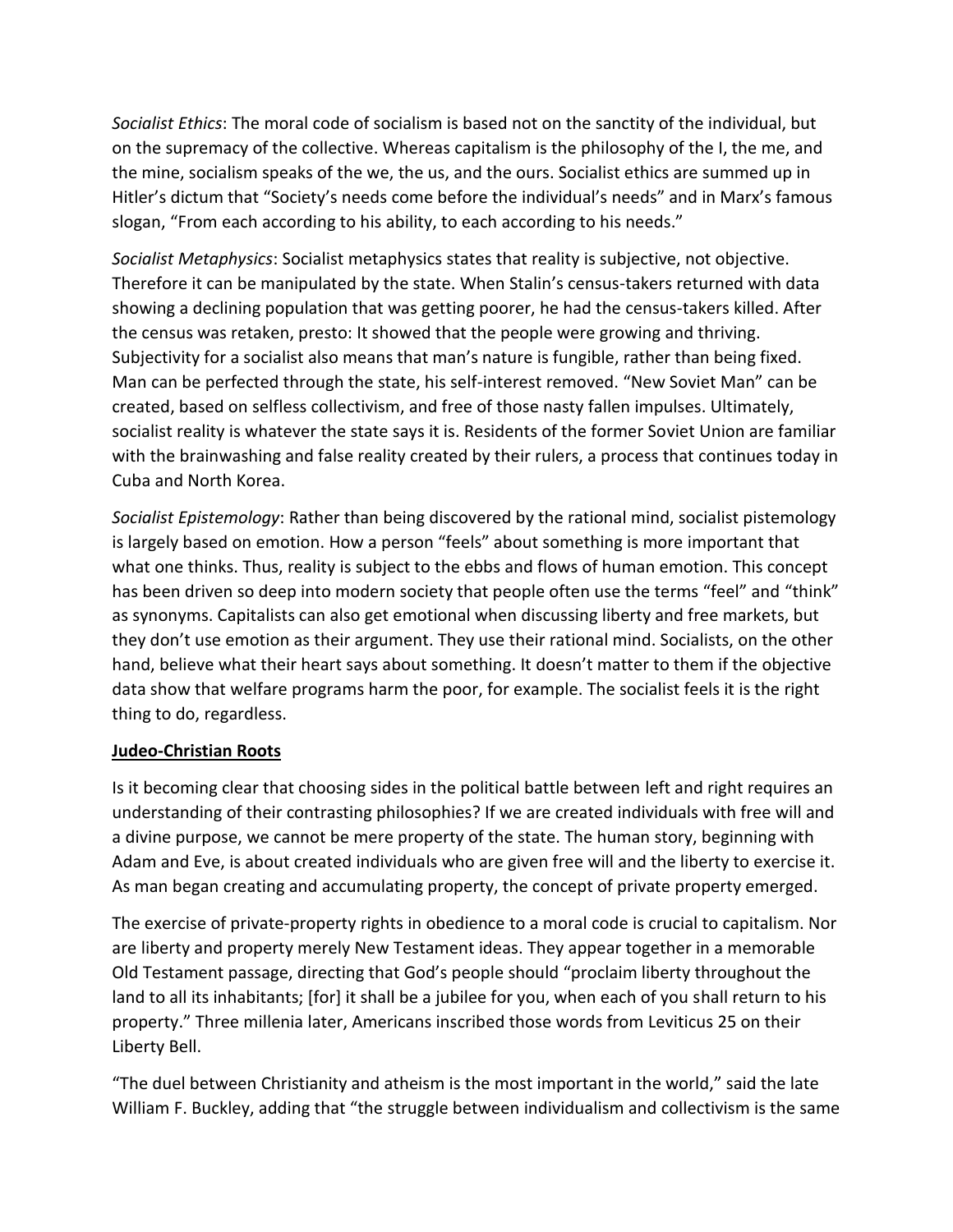*Socialist Ethics*: The moral code of socialism is based not on the sanctity of the individual, but on the supremacy of the collective. Whereas capitalism is the philosophy of the I, the me, and the mine, socialism speaks of the we, the us, and the ours. Socialist ethics are summed up in Hitler's dictum that "Society's needs come before the individual's needs" and in Marx's famous slogan, "From each according to his ability, to each according to his needs."

*Socialist Metaphysics*: Socialist metaphysics states that reality is subjective, not objective. Therefore it can be manipulated by the state. When Stalin's census-takers returned with data showing a declining population that was getting poorer, he had the census-takers killed. After the census was retaken, presto: It showed that the people were growing and thriving. Subjectivity for a socialist also means that man's nature is fungible, rather than being fixed. Man can be perfected through the state, his self-interest removed. "New Soviet Man" can be created, based on selfless collectivism, and free of those nasty fallen impulses. Ultimately, socialist reality is whatever the state says it is. Residents of the former Soviet Union are familiar with the brainwashing and false reality created by their rulers, a process that continues today in Cuba and North Korea.

*Socialist Epistemology*: Rather than being discovered by the rational mind, socialist pistemology is largely based on emotion. How a person "feels" about something is more important that what one thinks. Thus, reality is subject to the ebbs and flows of human emotion. This concept has been driven so deep into modern society that people often use the terms "feel" and "think" as synonyms. Capitalists can also get emotional when discussing liberty and free markets, but they don't use emotion as their argument. They use their rational mind. Socialists, on the other hand, believe what their heart says about something. It doesn't matter to them if the objective data show that welfare programs harm the poor, for example. The socialist feels it is the right thing to do, regardless.

## Judeo-Christian Roots

Is it becoming clear that choosing sides in the political battle between left and right requires an understanding of their contrasting philosophies? If we are created individuals with free will and a divine purpose, we cannot be mere property of the state. The human story, beginning with Adam and Eve, is about created individuals who are given free will and the liberty to exercise it. As man began creating and accumulating property, the concept of private property emerged.

The exercise of private-property rights in obedience to a moral code is crucial to capitalism. Nor are liberty and property merely New Testament ideas. They appear together in a memorable Old Testament passage, directing that God's people should "proclaim liberty throughout the land to all its inhabitants; [for] it shall be a jubilee for you, when each of you shall return to his property." Three millenia later, Americans inscribed those words from Leviticus 25 on their Liberty Bell.

"The duel between Christianity and atheism is the most important in the world," said the late William F. Buckley, adding that "the struggle between individualism and collectivism is the same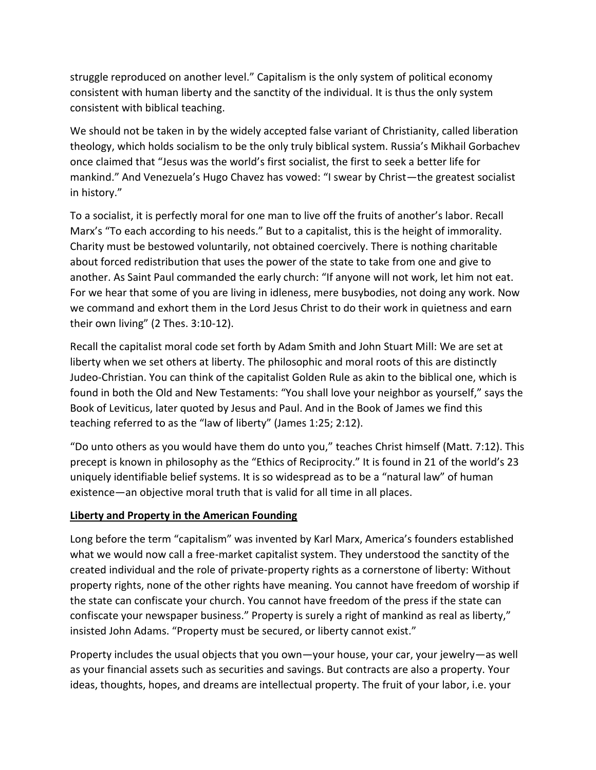struggle reproduced on another level." Capitalism is the only system of political economy consistent with human liberty and the sanctity of the individual. It is thus the only system consistent with biblical teaching.

We should not be taken in by the widely accepted false variant of Christianity, called liberation theology, which holds socialism to be the only truly biblical system. Russia's Mikhail Gorbachev once claimed that "Jesus was the world's first socialist, the first to seek a better life for mankind." And Venezuela's Hugo Chavez has vowed: "I swear by Christ—the greatest socialist in history."

To a socialist, it is perfectly moral for one man to live off the fruits of another's labor. Recall Marx's "To each according to his needs." But to a capitalist, this is the height of immorality. Charity must be bestowed voluntarily, not obtained coercively. There is nothing charitable about forced redistribution that uses the power of the state to take from one and give to another. As Saint Paul commanded the early church: "If anyone will not work, let him not eat. For we hear that some of you are living in idleness, mere busybodies, not doing any work. Now we command and exhort them in the Lord Jesus Christ to do their work in quietness and earn their own living" (2 Thes. 3:10-12).

Recall the capitalist moral code set forth by Adam Smith and John Stuart Mill: We are set at liberty when we set others at liberty. The philosophic and moral roots of this are distinctly Judeo-Christian. You can think of the capitalist Golden Rule as akin to the biblical one, which is found in both the Old and New Testaments: "You shall love your neighbor as yourself," says the Book of Leviticus, later quoted by Jesus and Paul. And in the Book of James we find this teaching referred to as the "law of liberty" (James 1:25; 2:12).

"Do unto others as you would have them do unto you," teaches Christ himself (Matt. 7:12). This precept is known in philosophy as the "Ethics of Reciprocity." It is found in 21 of the world's 23 uniquely identifiable belief systems. It is so widespread as to be a "natural law" of human existence—an objective moral truth that is valid for all time in all places.

## Liberty and Property in the American Founding

Long before the term "capitalism" was invented by Karl Marx, America's founders established what we would now call a free-market capitalist system. They understood the sanctity of the created individual and the role of private-property rights as a cornerstone of liberty: Without property rights, none of the other rights have meaning. You cannot have freedom of worship if the state can confiscate your church. You cannot have freedom of the press if the state can confiscate your newspaper business." Property is surely a right of mankind as real as liberty," insisted John Adams. "Property must be secured, or liberty cannot exist."

Property includes the usual objects that you own—your house, your car, your jewelry—as well as your financial assets such as securities and savings. But contracts are also a property. Your ideas, thoughts, hopes, and dreams are intellectual property. The fruit of your labor, i.e. your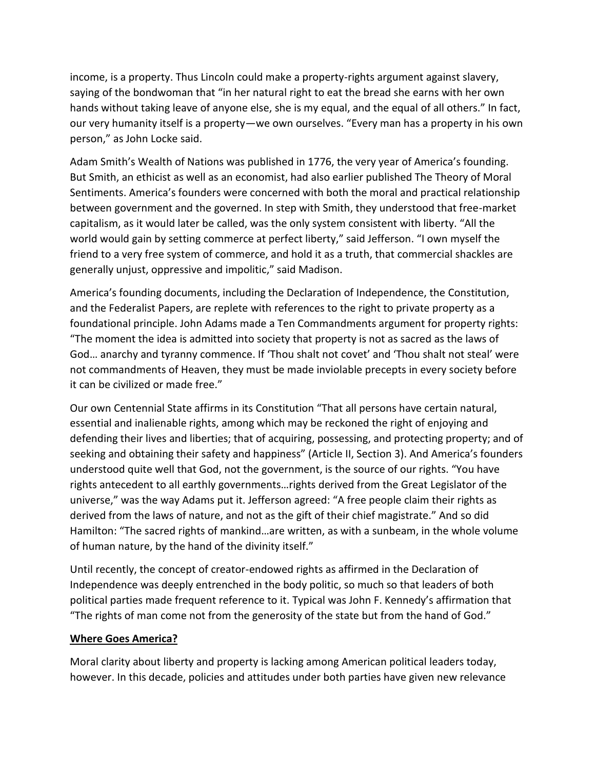income, is a property. Thus Lincoln could make a property-rights argument against slavery, saying of the bondwoman that "in her natural right to eat the bread she earns with her own hands without taking leave of anyone else, she is my equal, and the equal of all others." In fact, our very humanity itself is a property—we own ourselves. "Every man has a property in his own person," as John Locke said.

Adam Smith's Wealth of Nations was published in 1776, the very year of America's founding. But Smith, an ethicist as well as an economist, had also earlier published The Theory of Moral Sentiments. America's founders were concerned with both the moral and practical relationship between government and the governed. In step with Smith, they understood that free-market capitalism, as it would later be called, was the only system consistent with liberty. "All the world would gain by setting commerce at perfect liberty," said Jefferson. "I own myself the friend to a very free system of commerce, and hold it as a truth, that commercial shackles are generally unjust, oppressive and impolitic," said Madison.

America's founding documents, including the Declaration of Independence, the Constitution, and the Federalist Papers, are replete with references to the right to private property as a foundational principle. John Adams made a Ten Commandments argument for property rights: "The moment the idea is admitted into society that property is not as sacred as the laws of God… anarchy and tyranny commence. If 'Thou shalt not covet' and 'Thou shalt not steal' were not commandments of Heaven, they must be made inviolable precepts in every society before it can be civilized or made free."

Our own Centennial State affirms in its Constitution "That all persons have certain natural, essential and inalienable rights, among which may be reckoned the right of enjoying and defending their lives and liberties; that of acquiring, possessing, and protecting property; and of seeking and obtaining their safety and happiness" (Article II, Section 3). And America's founders understood quite well that God, not the government, is the source of our rights. "You have rights antecedent to all earthly governments…rights derived from the Great Legislator of the universe," was the way Adams put it. Jefferson agreed: "A free people claim their rights as derived from the laws of nature, and not as the gift of their chief magistrate." And so did Hamilton: "The sacred rights of mankind…are written, as with a sunbeam, in the whole volume of human nature, by the hand of the divinity itself."

Until recently, the concept of creator-endowed rights as affirmed in the Declaration of Independence was deeply entrenched in the body politic, so much so that leaders of both political parties made frequent reference to it. Typical was John F. Kennedy's affirmation that "The rights of man come not from the generosity of the state but from the hand of God."

## Where Goes America?

Moral clarity about liberty and property is lacking among American political leaders today, however. In this decade, policies and attitudes under both parties have given new relevance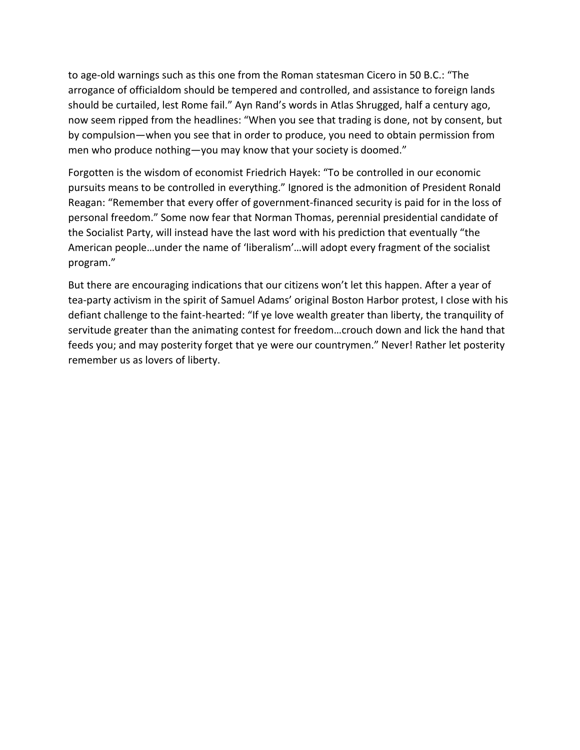to age-old warnings such as this one from the Roman statesman Cicero in 50 B.C.: “The arrogance of officialdom should be tempered and controlled, and assistance to foreign lands should be curtailed, lest Rome fail.” Ayn Rand’s words in Atlas Shrugged, half a century ago, now seem ripped from the headlines: “When you see that trading is done, not by consent, but by compulsion—when you see that in order to produce, you need to obtain permission from men who produce nothing—you may know that your society is doomed.”

Forgotten is the wisdom of economist Friedrich Hayek: “To be controlled in our economic pursuits means to be controlled in everything.” Ignored is the admonition of President Ronald Reagan: “Remember that every offer of government-financed security is paid for in the loss of personal freedom.” Some now fear that Norman Thomas, perennial presidential candidate of the Socialist Party, will instead have the last word with his prediction that eventually “the American people…under the name of ‘liberalism’…will adopt every fragment of the socialist program.”

But there are encouraging indications that our citizens won’t let this happen. After a year of tea-party activism in the spirit of Samuel Adams’ original Boston Harbor protest, I close with his defiant challenge to the faint-hearted: “If ye love wealth greater than liberty, the tranquility of servitude greater than the animating contest for freedom…crouch down and lick the hand that feeds you; and may posterity forget that ye were our countrymen.” Never! Rather let posterity remember us as lovers of liberty.